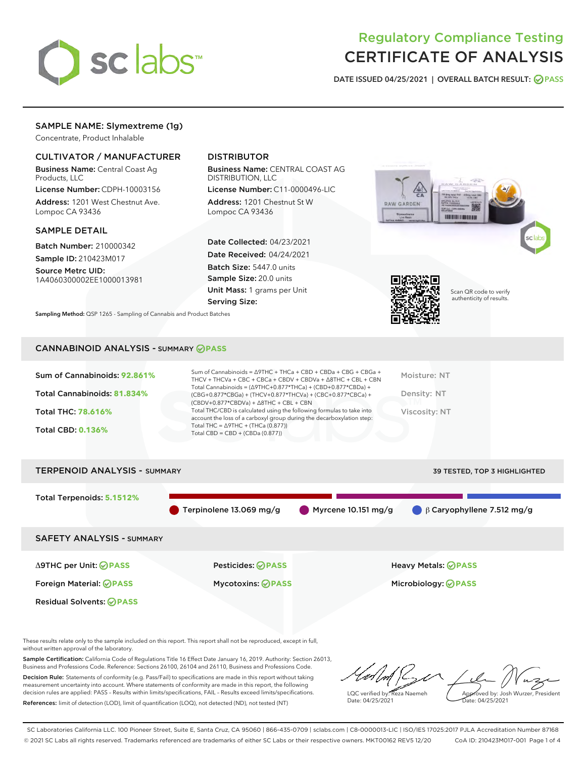# Regulatory Compliance Testing
# CERTIFICATE OF ANALYSIS

DATE ISSUED 04/25/2021 | OVERALL BATCH RESULT: PASS

## SAMPLE NAME: Slymextreme (1g)

Concentrate, Product Inhalable

### CULTIVATOR / MANUFACTURER

**Business Name:** Central Coast Ag Products, LLC
**License Number:** CDPH-10003156
**Address:** 1201 West Chestnut Ave. Lompoc CA 93436

### DISTRIBUTOR

**Business Name:** CENTRAL COAST AG DISTRIBUTION, LLC
**License Number:** C11-0000496-LIC
**Address:** 1201 Chestnut St W Lompoc CA 93436

### SAMPLE DETAIL

**Batch Number:** 210000342
**Sample ID:** 210423M017
**Source Metrc UID:** 1A4060300002EE1000013981

**Date Collected:** 04/23/2021
**Date Received:** 04/24/2021
**Batch Size:** 5447.0 units
**Sample Size:** 20.0 units
**Unit Mass:** 1 grams per Unit
**Serving Size:**

Scan QR code to verify authenticity of results.

**Sampling Method:** QSP 1265 - Sampling of Cannabis and Product Batches

## CANNABINOID ANALYSIS - SUMMARY PASS

Sum of Cannabinoids: **92.861%**
Total Cannabinoids: **81.834%**
Total THC: **78.616%**
Total CBD: **0.136%**

Sum of Cannabinoids = Δ9THC + THCa + CBD + CBDa + CBG + CBGa + THCV + THCVa + CBC + CBCa + CBDV + CBDVa + Δ8THC + CBL + CBN
Total Cannabinoids = (Δ9THC+0.877*THCa) + (CBD+0.877*CBDa) + (CBG+0.877*CBGa) + (THCV+0.877*THCVa) + (CBC+0.877*CBCa) + (CBDV+0.877*CBDVa) + Δ8THC + CBL + CBN
Total THC/CBD is calculated using the following formulas to take into account the loss of a carboxyl group during the decarboxylation step:
Total THC = Δ9THC + (THCa (0.877))
Total CBD = CBD + (CBDa (0.877))

Moisture: NT
Density: NT
Viscosity: NT

## TERPENOID ANALYSIS - SUMMARY

39 TESTED, TOP 3 HIGHLIGHTED

Total Terpenoids: **5.1512%**

Terpinolene 13.069 mg/g
Myrcene 10.151 mg/g
β Caryophyllene 7.512 mg/g

## SAFETY ANALYSIS - SUMMARY

| | | |
|---|---|---|
| Δ9THC per Unit: PASS | Pesticides: PASS | Heavy Metals: PASS |
| Foreign Material: PASS | Mycotoxins: PASS | Microbiology: PASS |
| Residual Solvents: PASS | | |

These results relate only to the sample included on this report. This report shall not be reproduced, except in full, without written approval of the laboratory.

**Sample Certification:** California Code of Regulations Title 16 Effect Date January 16, 2019. Authority: Section 26013, Business and Professions Code. Reference: Sections 26100, 26104 and 26110, Business and Professions Code.

**Decision Rule:** Statements of conformity (e.g. Pass/Fail) to specifications are made in this report without taking measurement uncertainty into account. Where statements of conformity are made in this report, the following decision rules are applied: PASS – Results within limits/specifications, FAIL – Results exceed limits/specifications.

**References:** limit of detection (LOD), limit of quantification (LOQ), not detected (ND), not tested (NT)

LQC verified by: Reza Naemeh
Date: 04/25/2021

Approved by: Josh Wurzer, President
Date: 04/25/2021

SC Laboratories California LLC. 100 Pioneer Street, Suite E, Santa Cruz, CA 95060 | 866-435-0709 | sclabs.com | C8-0000013-LIC | ISO/IES 17025:2017 PJLA Accreditation Number 87168
© 2021 SC Labs all rights reserved. Trademarks referenced are trademarks of either SC Labs or their respective owners. MKT00162 REV5 12/20 CoA ID: 210423M017-001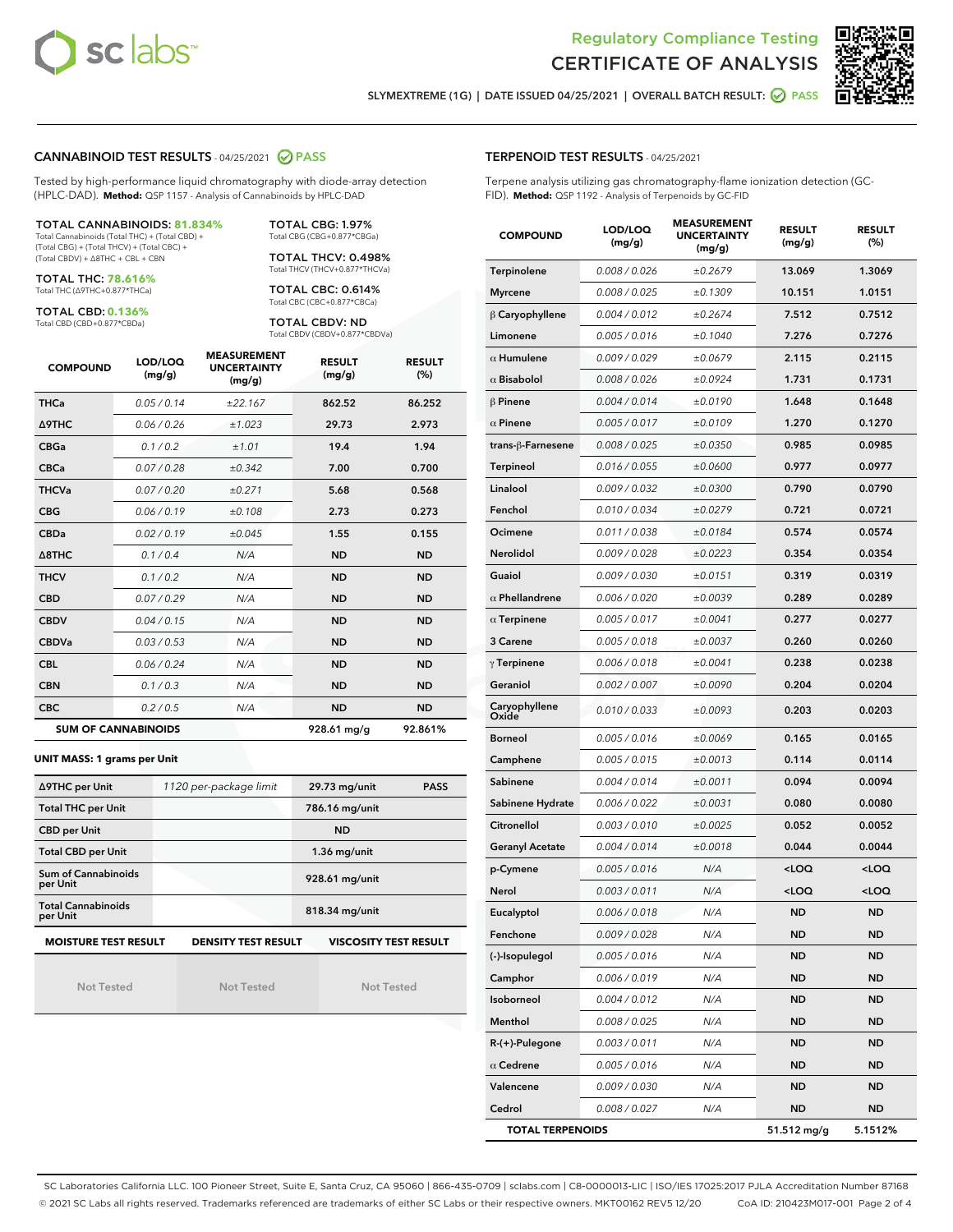# Regulatory Compliance Testing
# CERTIFICATE OF ANALYSIS

SLYMEXTREME (1G) | DATE ISSUED 04/25/2021 | OVERALL BATCH RESULT: PASS

## CANNABINOID TEST RESULTS - 04/25/2021 PASS

Tested by high-performance liquid chromatography with diode-array detection (HPLC-DAD). **Method:** QSP 1157 - Analysis of Cannabinoids by HPLC-DAD

**TOTAL CANNABINOIDS: 81.834%**
Total Cannabinoids (Total THC) + (Total CBD) + (Total CBG) + (Total THCV) + (Total CBC) + (Total CBDV) + Δ8THC + CBL + CBN

**TOTAL THC: 78.616%**
Total THC (Δ9THC+0.877*THCa)

**TOTAL CBD: 0.136%**
Total CBD (CBD+0.877*CBDa)

**TOTAL CBG: 1.97%**
Total CBG (CBG+0.877*CBGa)

**TOTAL THCV: 0.498%**
Total THCV (THCV+0.877*THCVa)

**TOTAL CBC: 0.614%**
Total CBC (CBC+0.877*CBCa)

**TOTAL CBDV: ND**
Total CBDV (CBDV+0.877*CBDVa)

| COMPOUND | LOD/LOQ (mg/g) | MEASUREMENT UNCERTAINTY (mg/g) | RESULT (mg/g) | RESULT (%) |
|---|---|---|---|---|
| THCa | 0.05 / 0.14 | ±22.167 | 862.52 | 86.252 |
| Δ9THC | 0.06 / 0.26 | ±1.023 | 29.73 | 2.973 |
| CBGa | 0.1 / 0.2 | ±1.01 | 19.4 | 1.94 |
| CBCa | 0.07 / 0.28 | ±0.342 | 7.00 | 0.700 |
| THCVa | 0.07 / 0.20 | ±0.271 | 5.68 | 0.568 |
| CBG | 0.06 / 0.19 | ±0.108 | 2.73 | 0.273 |
| CBDa | 0.02 / 0.19 | ±0.045 | 1.55 | 0.155 |
| Δ8THC | 0.1 / 0.4 | N/A | ND | ND |
| THCV | 0.1 / 0.2 | N/A | ND | ND |
| CBD | 0.07 / 0.29 | N/A | ND | ND |
| CBDV | 0.04 / 0.15 | N/A | ND | ND |
| CBDVa | 0.03 / 0.53 | N/A | ND | ND |
| CBL | 0.06 / 0.24 | N/A | ND | ND |
| CBN | 0.1 / 0.3 | N/A | ND | ND |
| CBC | 0.2 / 0.5 | N/A | ND | ND |
| **SUM OF CANNABINOIDS** | | | 928.61 mg/g | 92.861% |

**UNIT MASS: 1 grams per Unit**

| | | | |
|---|---|---|---|
| Δ9THC per Unit | 1120 per-package limit | 29.73 mg/unit | PASS |
| Total THC per Unit | | 786.16 mg/unit | |
| CBD per Unit | | ND | |
| Total CBD per Unit | | 1.36 mg/unit | |
| Sum of Cannabinoids per Unit | | 928.61 mg/unit | |
| Total Cannabinoids per Unit | | 818.34 mg/unit | |

| MOISTURE TEST RESULT | DENSITY TEST RESULT | VISCOSITY TEST RESULT |
|---|---|---|
| Not Tested | Not Tested | Not Tested |

## TERPENOID TEST RESULTS - 04/25/2021

Terpene analysis utilizing gas chromatography-flame ionization detection (GC-FID). **Method:** QSP 1192 - Analysis of Terpenoids by GC-FID

| COMPOUND | LOD/LOQ (mg/g) | MEASUREMENT UNCERTAINTY (mg/g) | RESULT (mg/g) | RESULT (%) |
|---|---|---|---|---|
| Terpinolene | 0.008 / 0.026 | ±0.2679 | 13.069 | 1.3069 |
| Myrcene | 0.008 / 0.025 | ±0.1309 | 10.151 | 1.0151 |
| β Caryophyllene | 0.004 / 0.012 | ±0.2674 | 7.512 | 0.7512 |
| Limonene | 0.005 / 0.016 | ±0.1040 | 7.276 | 0.7276 |
| α Humulene | 0.009 / 0.029 | ±0.0679 | 2.115 | 0.2115 |
| α Bisabolol | 0.008 / 0.026 | ±0.0924 | 1.731 | 0.1731 |
| β Pinene | 0.004 / 0.014 | ±0.0190 | 1.648 | 0.1648 |
| α Pinene | 0.005 / 0.017 | ±0.0109 | 1.270 | 0.1270 |
| trans-β-Farnesene | 0.008 / 0.025 | ±0.0350 | 0.985 | 0.0985 |
| Terpineol | 0.016 / 0.055 | ±0.0600 | 0.977 | 0.0977 |
| Linalool | 0.009 / 0.032 | ±0.0300 | 0.790 | 0.0790 |
| Fenchol | 0.010 / 0.034 | ±0.0279 | 0.721 | 0.0721 |
| Ocimene | 0.011 / 0.038 | ±0.0184 | 0.574 | 0.0574 |
| Nerolidol | 0.009 / 0.028 | ±0.0223 | 0.354 | 0.0354 |
| Guaiol | 0.009 / 0.030 | ±0.0151 | 0.319 | 0.0319 |
| α Phellandrene | 0.006 / 0.020 | ±0.0039 | 0.289 | 0.0289 |
| α Terpinene | 0.005 / 0.017 | ±0.0041 | 0.277 | 0.0277 |
| 3 Carene | 0.005 / 0.018 | ±0.0037 | 0.260 | 0.0260 |
| γ Terpinene | 0.006 / 0.018 | ±0.0041 | 0.238 | 0.0238 |
| Geraniol | 0.002 / 0.007 | ±0.0090 | 0.204 | 0.0204 |
| Caryophyllene Oxide | 0.010 / 0.033 | ±0.0093 | 0.203 | 0.0203 |
| Borneol | 0.005 / 0.016 | ±0.0069 | 0.165 | 0.0165 |
| Camphene | 0.005 / 0.015 | ±0.0013 | 0.114 | 0.0114 |
| Sabinene | 0.004 / 0.014 | ±0.0011 | 0.094 | 0.0094 |
| Sabinene Hydrate | 0.006 / 0.022 | ±0.0031 | 0.080 | 0.0080 |
| Citronellol | 0.003 / 0.010 | ±0.0025 | 0.052 | 0.0052 |
| Geranyl Acetate | 0.004 / 0.014 | ±0.0018 | 0.044 | 0.0044 |
| p-Cymene | 0.005 / 0.016 | N/A | <LOQ | <LOQ |
| Nerol | 0.003 / 0.011 | N/A | <LOQ | <LOQ |
| Eucalyptol | 0.006 / 0.018 | N/A | ND | ND |
| Fenchone | 0.009 / 0.028 | N/A | ND | ND |
| (-)-Isopulegol | 0.005 / 0.016 | N/A | ND | ND |
| Camphor | 0.006 / 0.019 | N/A | ND | ND |
| Isoborneol | 0.004 / 0.012 | N/A | ND | ND |
| Menthol | 0.008 / 0.025 | N/A | ND | ND |
| R-(+)-Pulegone | 0.003 / 0.011 | N/A | ND | ND |
| α Cedrene | 0.005 / 0.016 | N/A | ND | ND |
| Valencene | 0.009 / 0.030 | N/A | ND | ND |
| Cedrol | 0.008 / 0.027 | N/A | ND | ND |
| **TOTAL TERPENOIDS** | | | 51.512 mg/g | 5.1512% |

SC Laboratories California LLC. 100 Pioneer Street, Suite E, Santa Cruz, CA 95060 | 866-435-0709 | sclabs.com | C8-0000013-LIC | ISO/IES 17025:2017 PJLA Accreditation Number 87168
© 2021 SC Labs all rights reserved. Trademarks referenced are trademarks of either SC Labs or their respective owners. MKT00162 REV5 12/20 CoA ID: 210423M017-001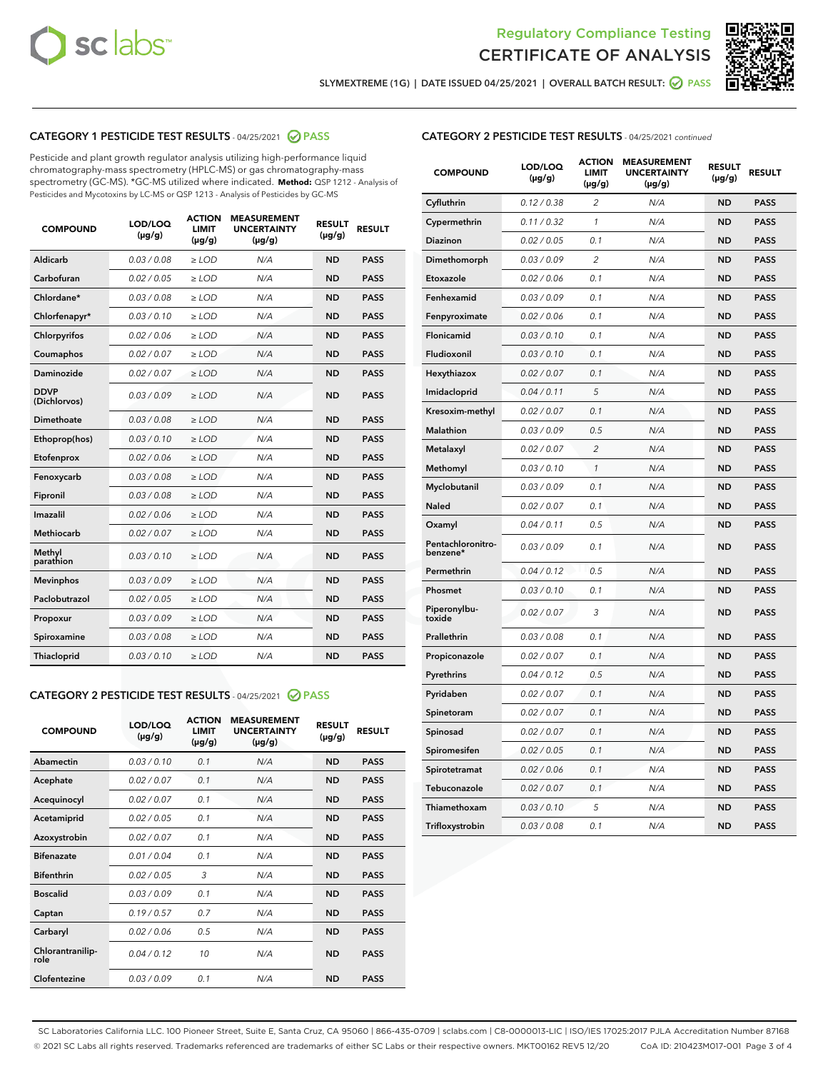# Regulatory Compliance Testing
# CERTIFICATE OF ANALYSIS

SLYMEXTREME (1G) | DATE ISSUED 04/25/2021 | OVERALL BATCH RESULT: PASS

## CATEGORY 1 PESTICIDE TEST RESULTS - 04/25/2021 PASS

Pesticide and plant growth regulator analysis utilizing high-performance liquid chromatography-mass spectrometry (HPLC-MS) or gas chromatography-mass spectrometry (GC-MS). *GC-MS utilized where indicated. **Method:** QSP 1212 - Analysis of Pesticides and Mycotoxins by LC-MS or QSP 1213 - Analysis of Pesticides by GC-MS

| COMPOUND | LOD/LOQ (µg/g) | ACTION LIMIT (µg/g) | MEASUREMENT UNCERTAINTY (µg/g) | RESULT (µg/g) | RESULT |
|---|---|---|---|---|---|
| Aldicarb | 0.03 / 0.08 | ≥ LOD | N/A | ND | PASS |
| Carbofuran | 0.02 / 0.05 | ≥ LOD | N/A | ND | PASS |
| Chlordane* | 0.03 / 0.08 | ≥ LOD | N/A | ND | PASS |
| Chlorfenapyr* | 0.03 / 0.10 | ≥ LOD | N/A | ND | PASS |
| Chlorpyrifos | 0.02 / 0.06 | ≥ LOD | N/A | ND | PASS |
| Coumaphos | 0.02 / 0.07 | ≥ LOD | N/A | ND | PASS |
| Daminozide | 0.02 / 0.07 | ≥ LOD | N/A | ND | PASS |
| DDVP (Dichlorvos) | 0.03 / 0.09 | ≥ LOD | N/A | ND | PASS |
| Dimethoate | 0.03 / 0.08 | ≥ LOD | N/A | ND | PASS |
| Ethoprop(hos) | 0.03 / 0.10 | ≥ LOD | N/A | ND | PASS |
| Etofenprox | 0.02 / 0.06 | ≥ LOD | N/A | ND | PASS |
| Fenoxycarb | 0.03 / 0.08 | ≥ LOD | N/A | ND | PASS |
| Fipronil | 0.03 / 0.08 | ≥ LOD | N/A | ND | PASS |
| Imazalil | 0.02 / 0.06 | ≥ LOD | N/A | ND | PASS |
| Methiocarb | 0.02 / 0.07 | ≥ LOD | N/A | ND | PASS |
| Methyl parathion | 0.03 / 0.10 | ≥ LOD | N/A | ND | PASS |
| Mevinphos | 0.03 / 0.09 | ≥ LOD | N/A | ND | PASS |
| Paclobutrazol | 0.02 / 0.05 | ≥ LOD | N/A | ND | PASS |
| Propoxur | 0.03 / 0.09 | ≥ LOD | N/A | ND | PASS |
| Spiroxamine | 0.03 / 0.08 | ≥ LOD | N/A | ND | PASS |
| Thiacloprid | 0.03 / 0.10 | ≥ LOD | N/A | ND | PASS |

## CATEGORY 2 PESTICIDE TEST RESULTS - 04/25/2021 PASS

| COMPOUND | LOD/LOQ (µg/g) | ACTION LIMIT (µg/g) | MEASUREMENT UNCERTAINTY (µg/g) | RESULT (µg/g) | RESULT |
|---|---|---|---|---|---|
| Abamectin | 0.03 / 0.10 | 0.1 | N/A | ND | PASS |
| Acephate | 0.02 / 0.07 | 0.1 | N/A | ND | PASS |
| Acequinocyl | 0.02 / 0.07 | 0.1 | N/A | ND | PASS |
| Acetamiprid | 0.02 / 0.05 | 0.1 | N/A | ND | PASS |
| Azoxystrobin | 0.02 / 0.07 | 0.1 | N/A | ND | PASS |
| Bifenazate | 0.01 / 0.04 | 0.1 | N/A | ND | PASS |
| Bifenthrin | 0.02 / 0.05 | 3 | N/A | ND | PASS |
| Boscalid | 0.03 / 0.09 | 0.1 | N/A | ND | PASS |
| Captan | 0.19 / 0.57 | 0.7 | N/A | ND | PASS |
| Carbaryl | 0.02 / 0.06 | 0.5 | N/A | ND | PASS |
| Chlorantraniliprole | 0.04 / 0.12 | 10 | N/A | ND | PASS |
| Clofentezine | 0.03 / 0.09 | 0.1 | N/A | ND | PASS |
| Cyfluthrin | 0.12 / 0.38 | 2 | N/A | ND | PASS |
| Cypermethrin | 0.11 / 0.32 | 1 | N/A | ND | PASS |
| Diazinon | 0.02 / 0.05 | 0.1 | N/A | ND | PASS |
| Dimethomorph | 0.03 / 0.09 | 2 | N/A | ND | PASS |
| Etoxazole | 0.02 / 0.06 | 0.1 | N/A | ND | PASS |
| Fenhexamid | 0.03 / 0.09 | 0.1 | N/A | ND | PASS |
| Fenpyroximate | 0.02 / 0.06 | 0.1 | N/A | ND | PASS |
| Flonicamid | 0.03 / 0.10 | 0.1 | N/A | ND | PASS |
| Fludioxonil | 0.03 / 0.10 | 0.1 | N/A | ND | PASS |
| Hexythiazox | 0.02 / 0.07 | 0.1 | N/A | ND | PASS |
| Imidacloprid | 0.04 / 0.11 | 5 | N/A | ND | PASS |
| Kresoxim-methyl | 0.02 / 0.07 | 0.1 | N/A | ND | PASS |
| Malathion | 0.03 / 0.09 | 0.5 | N/A | ND | PASS |
| Metalaxyl | 0.02 / 0.07 | 2 | N/A | ND | PASS |
| Methomyl | 0.03 / 0.10 | 1 | N/A | ND | PASS |
| Myclobutanil | 0.03 / 0.09 | 0.1 | N/A | ND | PASS |
| Naled | 0.02 / 0.07 | 0.1 | N/A | ND | PASS |
| Oxamyl | 0.04 / 0.11 | 0.5 | N/A | ND | PASS |
| Pentachloronitrobenzene* | 0.03 / 0.09 | 0.1 | N/A | ND | PASS |
| Permethrin | 0.04 / 0.12 | 0.5 | N/A | ND | PASS |
| Phosmet | 0.03 / 0.10 | 0.1 | N/A | ND | PASS |
| Piperonylbutoxide | 0.02 / 0.07 | 3 | N/A | ND | PASS |
| Prallethrin | 0.03 / 0.08 | 0.1 | N/A | ND | PASS |
| Propiconazole | 0.02 / 0.07 | 0.1 | N/A | ND | PASS |
| Pyrethrins | 0.04 / 0.12 | 0.5 | N/A | ND | PASS |
| Pyridaben | 0.02 / 0.07 | 0.1 | N/A | ND | PASS |
| Spinetoram | 0.02 / 0.07 | 0.1 | N/A | ND | PASS |
| Spinosad | 0.02 / 0.07 | 0.1 | N/A | ND | PASS |
| Spiromesifen | 0.02 / 0.05 | 0.1 | N/A | ND | PASS |
| Spirotetramat | 0.02 / 0.06 | 0.1 | N/A | ND | PASS |
| Tebuconazole | 0.02 / 0.07 | 0.1 | N/A | ND | PASS |
| Thiamethoxam | 0.03 / 0.10 | 5 | N/A | ND | PASS |
| Trifloxystrobin | 0.03 / 0.08 | 0.1 | N/A | ND | PASS |

SC Laboratories California LLC. 100 Pioneer Street, Suite E, Santa Cruz, CA 95060 | 866-435-0709 | sclabs.com | C8-0000013-LIC | ISO/IES 17025:2017 PJLA Accreditation Number 87168
© 2021 SC Labs all rights reserved. Trademarks referenced are trademarks of either SC Labs or their respective owners. MKT00162 REV5 12/20 CoA ID: 210423M017-001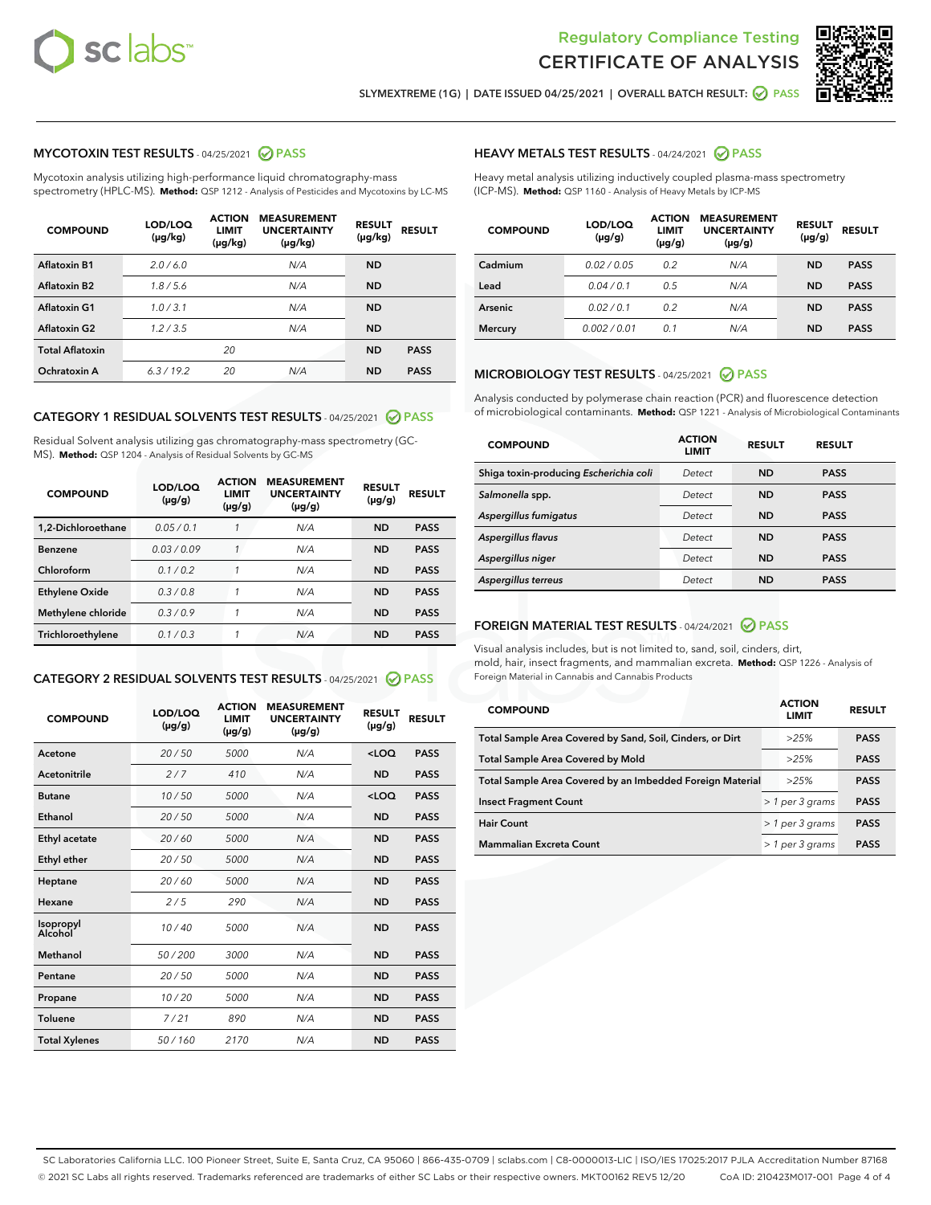Regulatory Compliance Testing

# CERTIFICATE OF ANALYSIS

SLYMEXTREME (1G) | DATE ISSUED 04/25/2021 | OVERALL BATCH RESULT: PASS

## MYCOTOXIN TEST RESULTS - 04/25/2021 PASS

Mycotoxin analysis utilizing high-performance liquid chromatography-mass spectrometry (HPLC-MS). **Method:** QSP 1212 - Analysis of Pesticides and Mycotoxins by LC-MS

| COMPOUND | LOD/LOQ (µg/kg) | ACTION LIMIT (µg/kg) | MEASUREMENT UNCERTAINTY (µg/kg) | RESULT (µg/kg) | RESULT |
|---|---|---|---|---|---|
| Aflatoxin B1 | 2.0 / 6.0 | | N/A | ND | |
| Aflatoxin B2 | 1.8 / 5.6 | | N/A | ND | |
| Aflatoxin G1 | 1.0 / 3.1 | | N/A | ND | |
| Aflatoxin G2 | 1.2 / 3.5 | | N/A | ND | |
| Total Aflatoxin | | 20 | | ND | PASS |
| Ochratoxin A | 6.3 / 19.2 | 20 | N/A | ND | PASS |

## CATEGORY 1 RESIDUAL SOLVENTS TEST RESULTS - 04/25/2021 PASS

Residual Solvent analysis utilizing gas chromatography-mass spectrometry (GC-MS). **Method:** QSP 1204 - Analysis of Residual Solvents by GC-MS

| COMPOUND | LOD/LOQ (µg/g) | ACTION LIMIT (µg/g) | MEASUREMENT UNCERTAINTY (µg/g) | RESULT (µg/g) | RESULT |
|---|---|---|---|---|---|
| 1,2-Dichloroethane | 0.05 / 0.1 | 1 | N/A | ND | PASS |
| Benzene | 0.03 / 0.09 | 1 | N/A | ND | PASS |
| Chloroform | 0.1 / 0.2 | 1 | N/A | ND | PASS |
| Ethylene Oxide | 0.3 / 0.8 | 1 | N/A | ND | PASS |
| Methylene chloride | 0.3 / 0.9 | 1 | N/A | ND | PASS |
| Trichloroethylene | 0.1 / 0.3 | 1 | N/A | ND | PASS |

## CATEGORY 2 RESIDUAL SOLVENTS TEST RESULTS - 04/25/2021 PASS

| COMPOUND | LOD/LOQ (µg/g) | ACTION LIMIT (µg/g) | MEASUREMENT UNCERTAINTY (µg/g) | RESULT (µg/g) | RESULT |
|---|---|---|---|---|---|
| Acetone | 20 / 50 | 5000 | N/A | <LOQ | PASS |
| Acetonitrile | 2 / 7 | 410 | N/A | ND | PASS |
| Butane | 10 / 50 | 5000 | N/A | <LOQ | PASS |
| Ethanol | 20 / 50 | 5000 | N/A | ND | PASS |
| Ethyl acetate | 20 / 60 | 5000 | N/A | ND | PASS |
| Ethyl ether | 20 / 50 | 5000 | N/A | ND | PASS |
| Heptane | 20 / 60 | 5000 | N/A | ND | PASS |
| Hexane | 2 / 5 | 290 | N/A | ND | PASS |
| Isopropyl Alcohol | 10 / 40 | 5000 | N/A | ND | PASS |
| Methanol | 50 / 200 | 3000 | N/A | ND | PASS |
| Pentane | 20 / 50 | 5000 | N/A | ND | PASS |
| Propane | 10 / 20 | 5000 | N/A | ND | PASS |
| Toluene | 7 / 21 | 890 | N/A | ND | PASS |
| Total Xylenes | 50 / 160 | 2170 | N/A | ND | PASS |

## HEAVY METALS TEST RESULTS - 04/24/2021 PASS

Heavy metal analysis utilizing inductively coupled plasma-mass spectrometry (ICP-MS). **Method:** QSP 1160 - Analysis of Heavy Metals by ICP-MS

| COMPOUND | LOD/LOQ (µg/g) | ACTION LIMIT (µg/g) | MEASUREMENT UNCERTAINTY (µg/g) | RESULT (µg/g) | RESULT |
|---|---|---|---|---|---|
| Cadmium | 0.02 / 0.05 | 0.2 | N/A | ND | PASS |
| Lead | 0.04 / 0.1 | 0.5 | N/A | ND | PASS |
| Arsenic | 0.02 / 0.1 | 0.2 | N/A | ND | PASS |
| Mercury | 0.002 / 0.01 | 0.1 | N/A | ND | PASS |

## MICROBIOLOGY TEST RESULTS - 04/25/2021 PASS

Analysis conducted by polymerase chain reaction (PCR) and fluorescence detection of microbiological contaminants. **Method:** QSP 1221 - Analysis of Microbiological Contaminants

| COMPOUND | ACTION LIMIT | RESULT | RESULT |
|---|---|---|---|
| Shiga toxin-producing *Escherichia coli* | Detect | ND | PASS |
| *Salmonella* spp. | Detect | ND | PASS |
| *Aspergillus fumigatus* | Detect | ND | PASS |
| *Aspergillus flavus* | Detect | ND | PASS |
| *Aspergillus niger* | Detect | ND | PASS |
| *Aspergillus terreus* | Detect | ND | PASS |

## FOREIGN MATERIAL TEST RESULTS - 04/24/2021 PASS

Visual analysis includes, but is not limited to, sand, soil, cinders, dirt, mold, hair, insect fragments, and mammalian excreta. **Method:** QSP 1226 - Analysis of Foreign Material in Cannabis and Cannabis Products

| COMPOUND | ACTION LIMIT | RESULT |
|---|---|---|
| Total Sample Area Covered by Sand, Soil, Cinders, or Dirt | >25% | PASS |
| Total Sample Area Covered by Mold | >25% | PASS |
| Total Sample Area Covered by an Imbedded Foreign Material | >25% | PASS |
| Insect Fragment Count | > 1 per 3 grams | PASS |
| Hair Count | > 1 per 3 grams | PASS |
| Mammalian Excreta Count | > 1 per 3 grams | PASS |

SC Laboratories California LLC. 100 Pioneer Street, Suite E, Santa Cruz, CA 95060 | 866-435-0709 | sclabs.com | C8-0000013-LIC | ISO/IES 17025:2017 PJLA Accreditation Number 87168
© 2021 SC Labs all rights reserved. Trademarks referenced are trademarks of either SC Labs or their respective owners. MKT00162 REV5 12/20 CoA ID: 210423M017-001